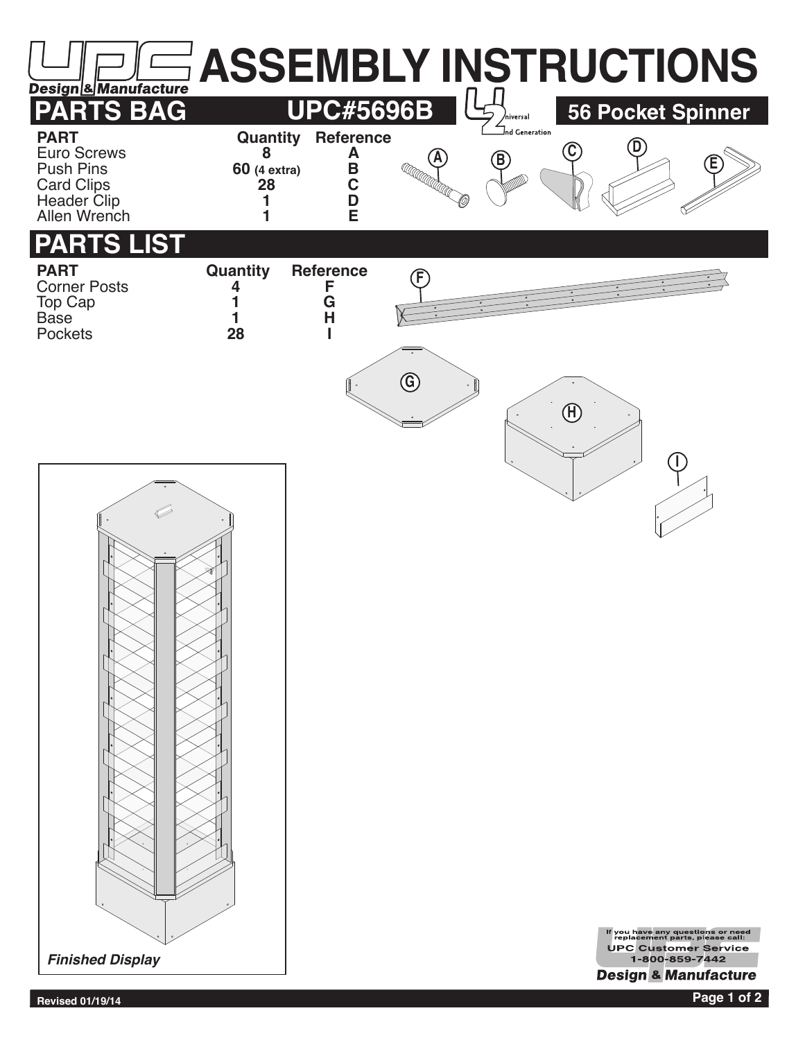# ASSEMBLY INSTRUCTIONS

UPC Design & Manufacture

## PARTS BAG

**UPC#5696B** — Universal 2nd Generation — **56 Pocket Spinner**

| PART | Quantity | Reference |
| --- | --- | --- |
| Euro Screws | 8 | A |
| Push Pins | 60 (4 extra) | B |
| Card Clips | 28 | C |
| Header Clip | 1 | D |
| Allen Wrench | 1 | E |

## PARTS LIST

| PART | Quantity | Reference |
| --- | --- | --- |
| Corner Posts | 4 | F |
| Top Cap | 1 | G |
| Base | 1 | H |
| Pockets | 28 | I |

*Finished Display*

If you have any questions or need replacement parts, please call:
UPC Customer Service
1-800-859-7442
Design & Manufacture

Revised 01/19/14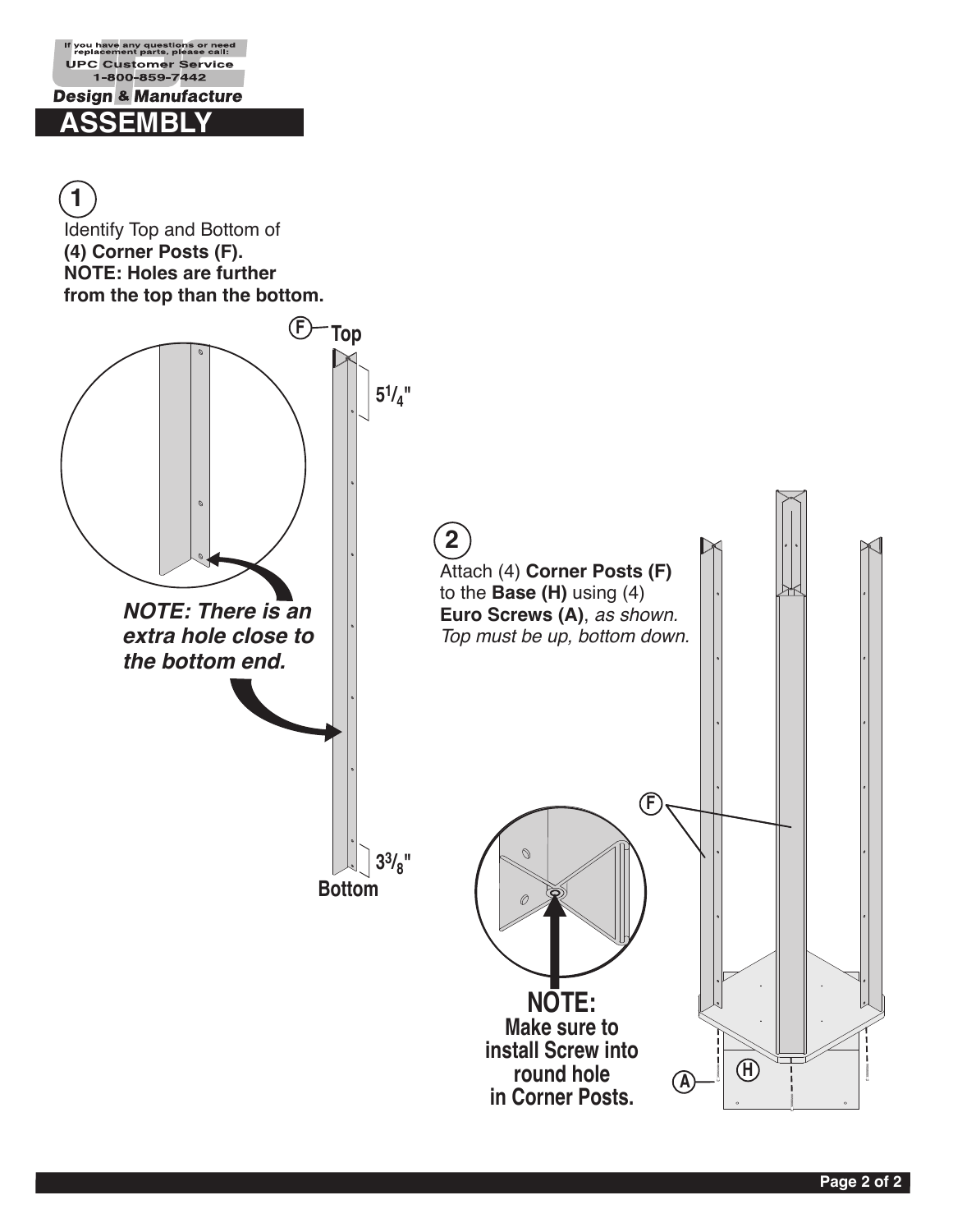If you have any questions or need replacement parts, please call:
UPC Customer Service
1-800-859-7442

**Design & Manufacture**

# ASSEMBLY

## 1

Identify Top and Bottom of
**(4) Corner Posts (F).**
**NOTE: Holes are further from the top than the bottom.**

F — **Top**

**5 1/4"**

***NOTE: There is an extra hole close to the bottom end.***

**3 3/8"**

**Bottom**

## 2

Attach (4) **Corner Posts (F)** to the **Base (H)** using (4) **Euro Screws (A)**, *as shown. Top must be up, bottom down.*

F

**NOTE:**
**Make sure to install Screw into round hole in Corner Posts.**

A

H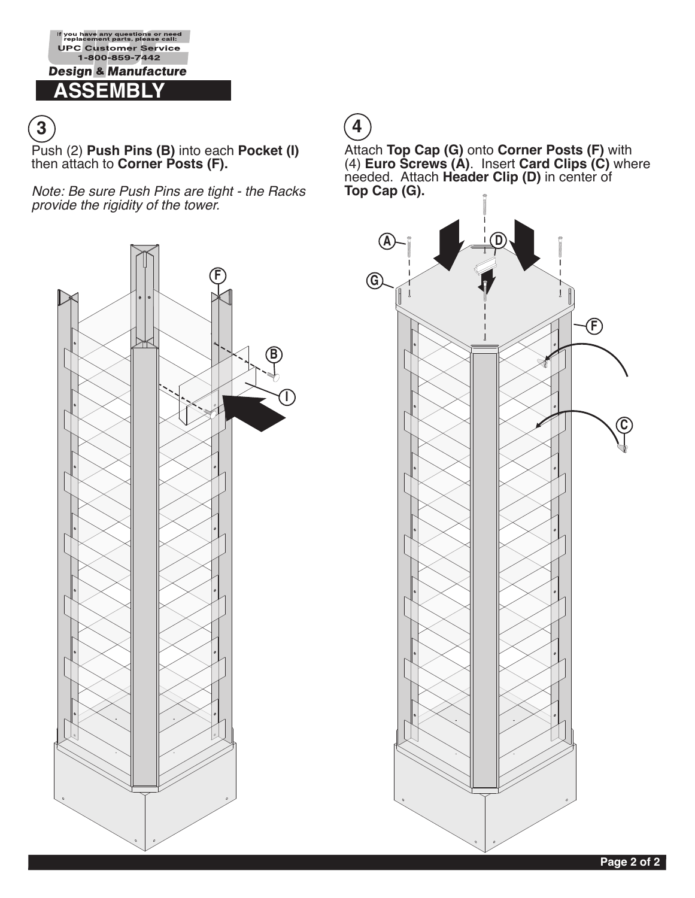If you have any questions or need replacement parts, please call:
UPC Customer Service
1-800-859-7442

**Design & Manufacture**

# ASSEMBLY

## 3

Push (2) **Push Pins (B)** into each **Pocket (I)** then attach to **Corner Posts (F).**

*Note: Be sure Push Pins are tight - the Racks provide the rigidity of the tower.*

F

B

I

## 4

Attach **Top Cap (G)** onto **Corner Posts (F)** with (4) **Euro Screws (A)**. Insert **Card Clips (C)** where needed. Attach **Header Clip (D)** in center of **Top Cap (G).**

A

D

G

F

C